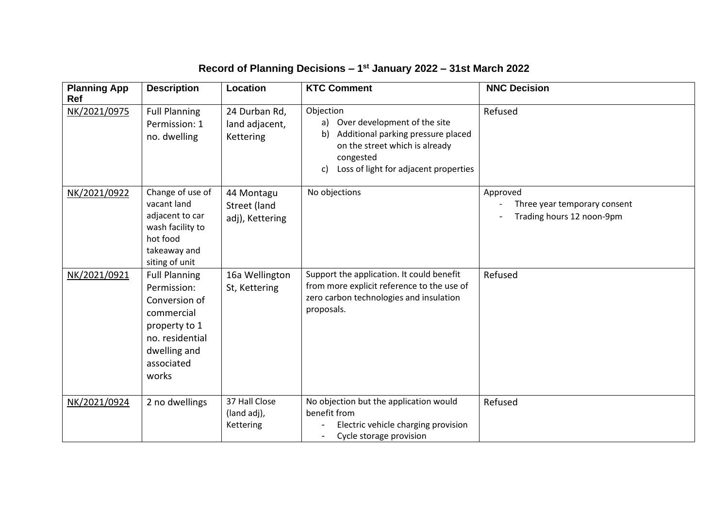# Record of Planning Decisions – 1st January 2022 – 31st March 2022

| Planning App Ref | Description | Location | KTC Comment | NNC Decision |
|---|---|---|---|---|
| NK/2021/0975 | Full Planning Permission: 1 no. dwelling | 24 Durban Rd, land adjacent, Kettering | Objection<br>a) Over development of the site<br>b) Additional parking pressure placed on the street which is already congested<br>c) Loss of light for adjacent properties | Refused |
| NK/2021/0922 | Change of use of vacant land adjacent to car wash facility to hot food takeaway and siting of unit | 44 Montagu Street (land adj), Kettering | No objections | Approved<br>- Three year temporary consent<br>- Trading hours 12 noon-9pm |
| NK/2021/0921 | Full Planning Permission: Conversion of commercial property to 1 no. residential dwelling and associated works | 16a Wellington St, Kettering | Support the application. It could benefit from more explicit reference to the use of zero carbon technologies and insulation proposals. | Refused |
| NK/2021/0924 | 2 no dwellings | 37 Hall Close (land adj), Kettering | No objection but the application would benefit from<br>- Electric vehicle charging provision<br>- Cycle storage provision | Refused |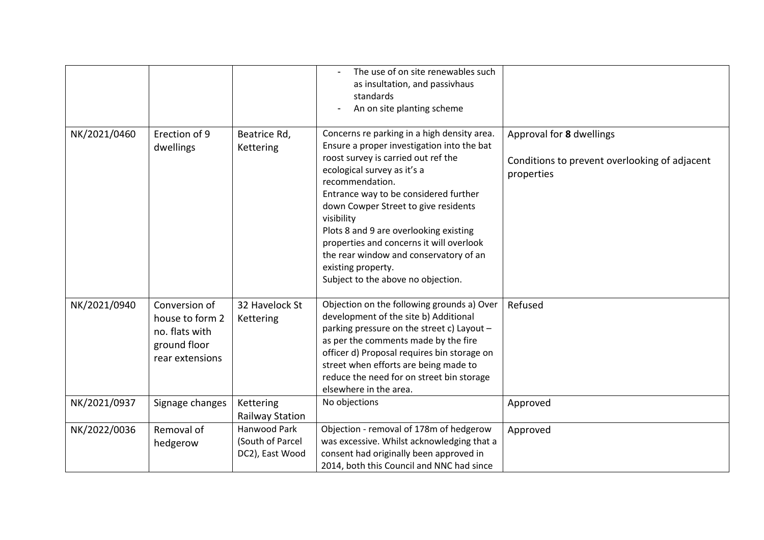| | | | | |
|---|---|---|---|---|
| | | | - The use of on site renewables such as insultation, and passivhaus standards<br>- An on site planting scheme | |
| NK/2021/0460 | Erection of 9 dwellings | Beatrice Rd, Kettering | Concerns re parking in a high density area. Ensure a proper investigation into the bat roost survey is carried out ref the ecological survey as it's a recommendation.<br>Entrance way to be considered further down Cowper Street to give residents visibility<br>Plots 8 and 9 are overlooking existing properties and concerns it will overlook the rear window and conservatory of an existing property.<br>Subject to the above no objection. | Approval for **8** dwellings<br><br>Conditions to prevent overlooking of adjacent properties |
| NK/2021/0940 | Conversion of house to form 2 no. flats with ground floor rear extensions | 32 Havelock St Kettering | Objection on the following grounds a) Over development of the site b) Additional parking pressure on the street c) Layout – as per the comments made by the fire officer d) Proposal requires bin storage on street when efforts are being made to reduce the need for on street bin storage elsewhere in the area. | Refused |
| NK/2021/0937 | Signage changes | Kettering Railway Station | No objections | Approved |
| NK/2022/0036 | Removal of hedgerow | Hanwood Park (South of Parcel DC2), East Wood | Objection - removal of 178m of hedgerow was excessive. Whilst acknowledging that a consent had originally been approved in 2014, both this Council and NNC had since | Approved |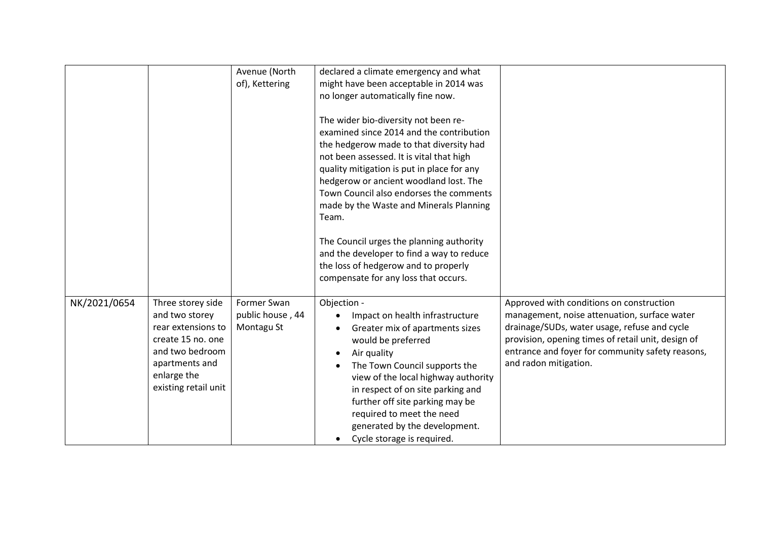| | | | | |
|---|---|---|---|---|
| | | Avenue (North of), Kettering | declared a climate emergency and what might have been acceptable in 2014 was no longer automatically fine now.<br><br>The wider bio-diversity not been re-examined since 2014 and the contribution the hedgerow made to that diversity had not been assessed. It is vital that high quality mitigation is put in place for any hedgerow or ancient woodland lost. The Town Council also endorses the comments made by the Waste and Minerals Planning Team.<br><br>The Council urges the planning authority and the developer to find a way to reduce the loss of hedgerow and to properly compensate for any loss that occurs. | |
| NK/2021/0654 | Three storey side and two storey rear extensions to create 15 no. one and two bedroom apartments and enlarge the existing retail unit | Former Swan public house , 44 Montagu St | Objection -<br>• Impact on health infrastructure<br>• Greater mix of apartments sizes would be preferred<br>• Air quality<br>• The Town Council supports the view of the local highway authority in respect of on site parking and further off site parking may be required to meet the need generated by the development.<br>• Cycle storage is required. | Approved with conditions on construction management, noise attenuation, surface water drainage/SUDs, water usage, refuse and cycle provision, opening times of retail unit, design of entrance and foyer for community safety reasons, and radon mitigation. |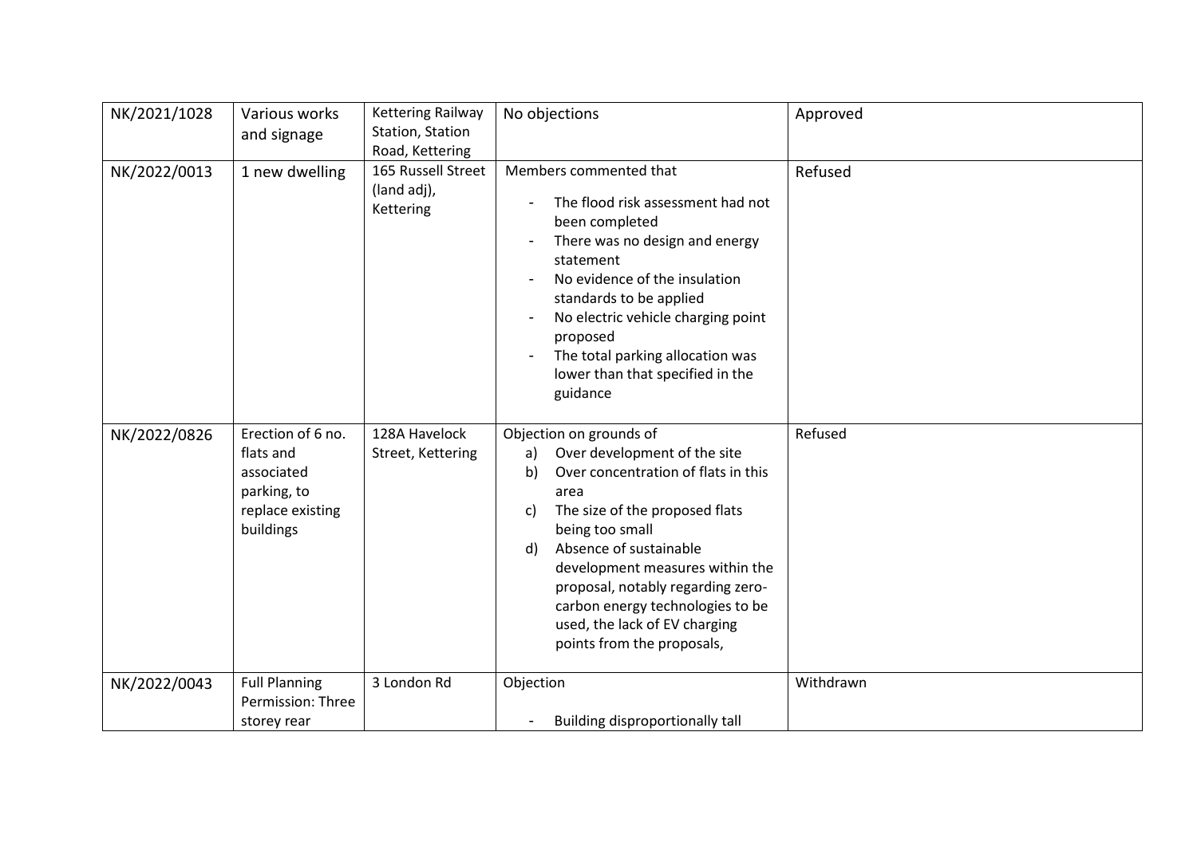| NK/2021/1028 | Various works and signage | Kettering Railway Station, Station Road, Kettering | No objections | Approved |
|---|---|---|---|---|
| NK/2022/0013 | 1 new dwelling | 165 Russell Street (land adj), Kettering | Members commented that<br>- The flood risk assessment had not been completed<br>- There was no design and energy statement<br>- No evidence of the insulation standards to be applied<br>- No electric vehicle charging point proposed<br>- The total parking allocation was lower than that specified in the guidance | Refused |
| NK/2022/0826 | Erection of 6 no. flats and associated parking, to replace existing buildings | 128A Havelock Street, Kettering | Objection on grounds of<br>a) Over development of the site<br>b) Over concentration of flats in this area<br>c) The size of the proposed flats being too small<br>d) Absence of sustainable development measures within the proposal, notably regarding zero-carbon energy technologies to be used, the lack of EV charging points from the proposals, | Refused |
| NK/2022/0043 | Full Planning Permission: Three storey rear | 3 London Rd | Objection<br>- Building disproportionally tall | Withdrawn |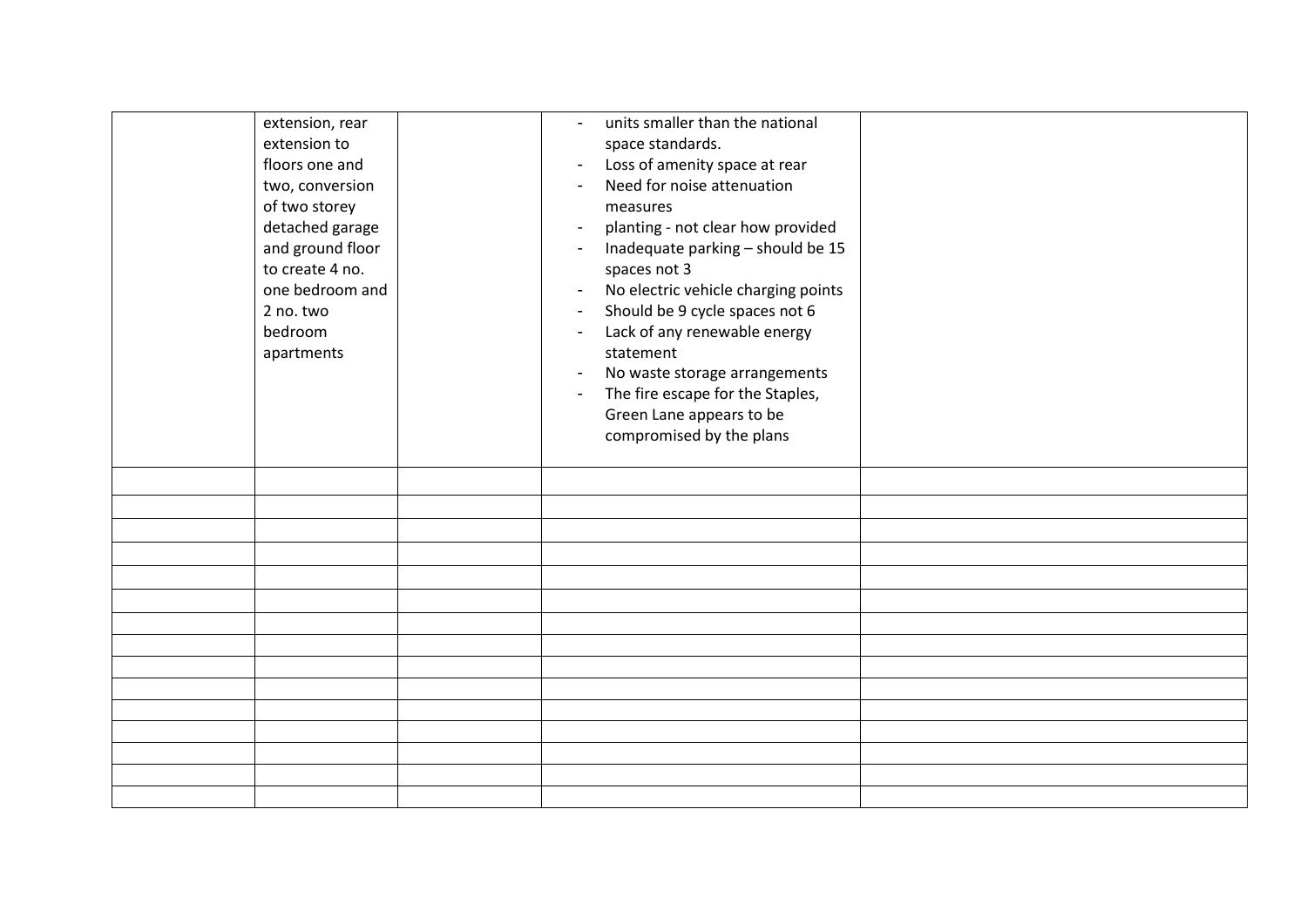| | | | | |
|---|---|---|---|---|
| | extension, rear extension to floors one and two, conversion of two storey detached garage and ground floor to create 4 no. one bedroom and 2 no. two bedroom apartments | | - units smaller than the national space standards.<br>- Loss of amenity space at rear<br>- Need for noise attenuation measures<br>- planting - not clear how provided<br>- Inadequate parking – should be 15 spaces not 3<br>- No electric vehicle charging points<br>- Should be 9 cycle spaces not 6<br>- Lack of any renewable energy statement<br>- No waste storage arrangements<br>- The fire escape for the Staples, Green Lane appears to be compromised by the plans | |
| | | | | |
| | | | | |
| | | | | |
| | | | | |
| | | | | |
| | | | | |
| | | | | |
| | | | | |
| | | | | |
| | | | | |
| | | | | |
| | | | | |
| | | | | |
| | | | | |
| | | | | |